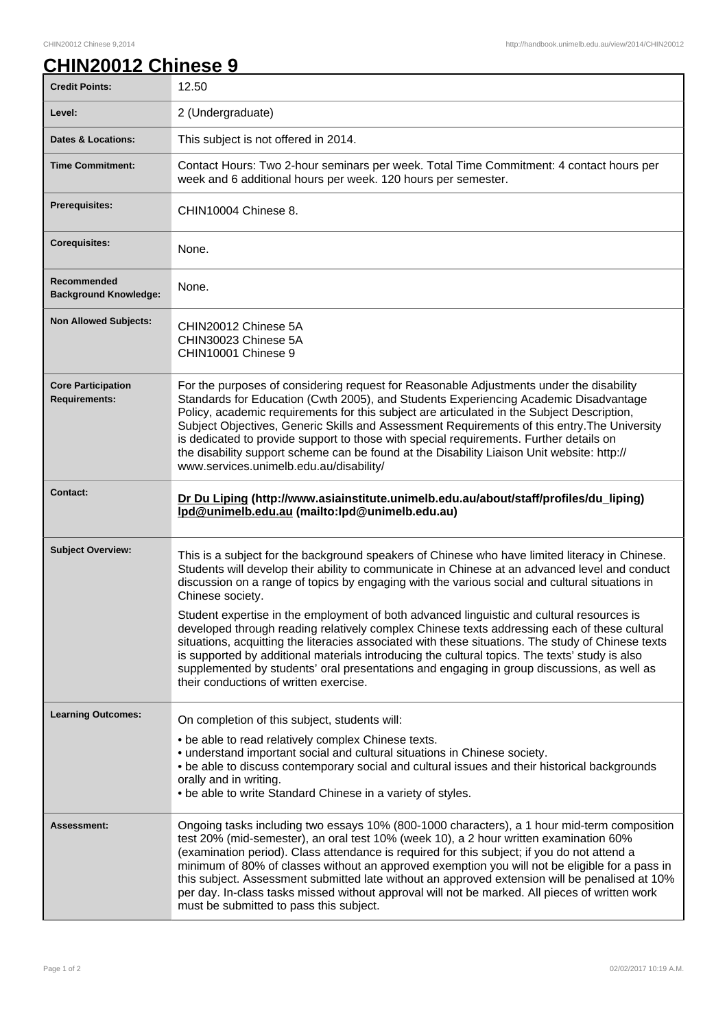# CHIN20012 Chinese 9

| | |
|---|---|
| **Credit Points:** | 12.50 |
| **Level:** | 2 (Undergraduate) |
| **Dates & Locations:** | This subject is not offered in 2014. |
| **Time Commitment:** | Contact Hours: Two 2-hour seminars per week. Total Time Commitment: 4 contact hours per week and 6 additional hours per week. 120 hours per semester. |
| **Prerequisites:** | CHIN10004 Chinese 8. |
| **Corequisites:** | None. |
| **Recommended Background Knowledge:** | None. |
| **Non Allowed Subjects:** | CHIN20012 Chinese 5A<br>CHIN30023 Chinese 5A<br>CHIN10001 Chinese 9 |
| **Core Participation Requirements:** | For the purposes of considering request for Reasonable Adjustments under the disability Standards for Education (Cwth 2005), and Students Experiencing Academic Disadvantage Policy, academic requirements for this subject are articulated in the Subject Description, Subject Objectives, Generic Skills and Assessment Requirements of this entry.The University is dedicated to provide support to those with special requirements. Further details on the disability support scheme can be found at the Disability Liaison Unit website: http://www.services.unimelb.edu.au/disability/ |
| **Contact:** | **Dr Du Liping (http://www.asiainstitute.unimelb.edu.au/about/staff/profiles/du_liping) lpd@unimelb.edu.au (mailto:lpd@unimelb.edu.au)** |
| **Subject Overview:** | This is a subject for the background speakers of Chinese who have limited literacy in Chinese. Students will develop their ability to communicate in Chinese at an advanced level and conduct discussion on a range of topics by engaging with the various social and cultural situations in Chinese society.<br><br>Student expertise in the employment of both advanced linguistic and cultural resources is developed through reading relatively complex Chinese texts addressing each of these cultural situations, acquitting the literacies associated with these situations. The study of Chinese texts is supported by additional materials introducing the cultural topics. The texts' study is also supplemented by students' oral presentations and engaging in group discussions, as well as their conductions of written exercise. |
| **Learning Outcomes:** | On completion of this subject, students will:<br><br>• be able to read relatively complex Chinese texts.<br>• understand important social and cultural situations in Chinese society.<br>• be able to discuss contemporary social and cultural issues and their historical backgrounds orally and in writing.<br>• be able to write Standard Chinese in a variety of styles. |
| **Assessment:** | Ongoing tasks including two essays 10% (800-1000 characters), a 1 hour mid-term composition test 20% (mid-semester), an oral test 10% (week 10), a 2 hour written examination 60% (examination period). Class attendance is required for this subject; if you do not attend a minimum of 80% of classes without an approved exemption you will not be eligible for a pass in this subject. Assessment submitted late without an approved extension will be penalised at 10% per day. In-class tasks missed without approval will not be marked. All pieces of written work must be submitted to pass this subject. |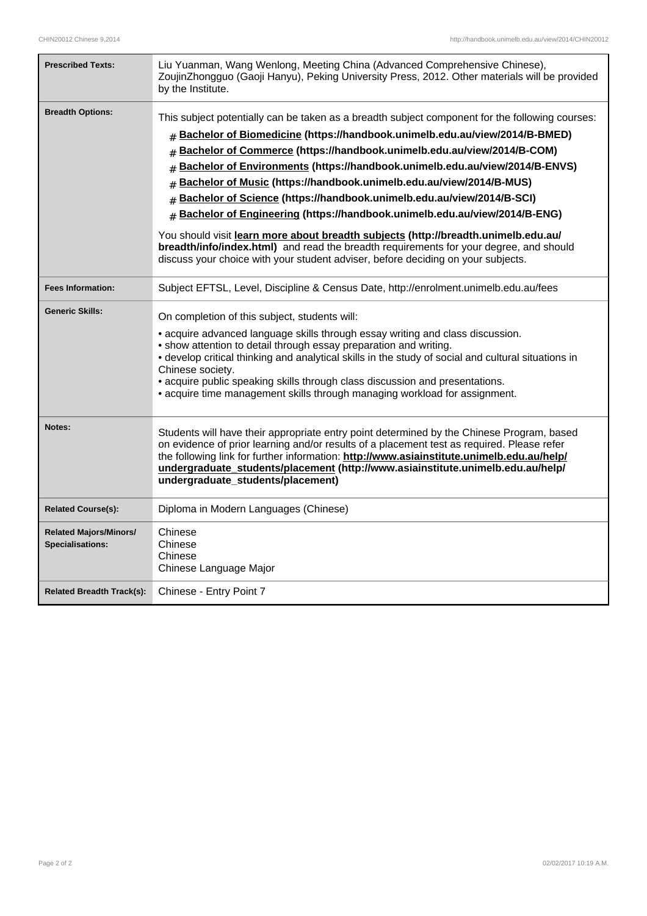| | |
|---|---|
| **Prescribed Texts:** | Liu Yuanman, Wang Wenlong, Meeting China (Advanced Comprehensive Chinese), ZoujinZhongguo (Gaoji Hanyu), Peking University Press, 2012. Other materials will be provided by the Institute. |
| **Breadth Options:** | This subject potentially can be taken as a breadth subject component for the following courses:<br># **Bachelor of Biomedicine (https://handbook.unimelb.edu.au/view/2014/B-BMED)**<br># **Bachelor of Commerce (https://handbook.unimelb.edu.au/view/2014/B-COM)**<br># **Bachelor of Environments (https://handbook.unimelb.edu.au/view/2014/B-ENVS)**<br># **Bachelor of Music (https://handbook.unimelb.edu.au/view/2014/B-MUS)**<br># **Bachelor of Science (https://handbook.unimelb.edu.au/view/2014/B-SCI)**<br># **Bachelor of Engineering (https://handbook.unimelb.edu.au/view/2014/B-ENG)**<br>You should visit **learn more about breadth subjects (http://breadth.unimelb.edu.au/breadth/info/index.html)** and read the breadth requirements for your degree, and should discuss your choice with your student adviser, before deciding on your subjects. |
| **Fees Information:** | Subject EFTSL, Level, Discipline & Census Date, http://enrolment.unimelb.edu.au/fees |
| **Generic Skills:** | On completion of this subject, students will:<br>• acquire advanced language skills through essay writing and class discussion.<br>• show attention to detail through essay preparation and writing.<br>• develop critical thinking and analytical skills in the study of social and cultural situations in Chinese society.<br>• acquire public speaking skills through class discussion and presentations.<br>• acquire time management skills through managing workload for assignment. |
| **Notes:** | Students will have their appropriate entry point determined by the Chinese Program, based on evidence of prior learning and/or results of a placement test as required. Please refer the following link for further information: **http://www.asiainstitute.unimelb.edu.au/help/undergraduate_students/placement (http://www.asiainstitute.unimelb.edu.au/help/undergraduate_students/placement)** |
| **Related Course(s):** | Diploma in Modern Languages (Chinese) |
| **Related Majors/Minors/ Specialisations:** | Chinese<br>Chinese<br>Chinese<br>Chinese Language Major |
| **Related Breadth Track(s):** | Chinese - Entry Point 7 |